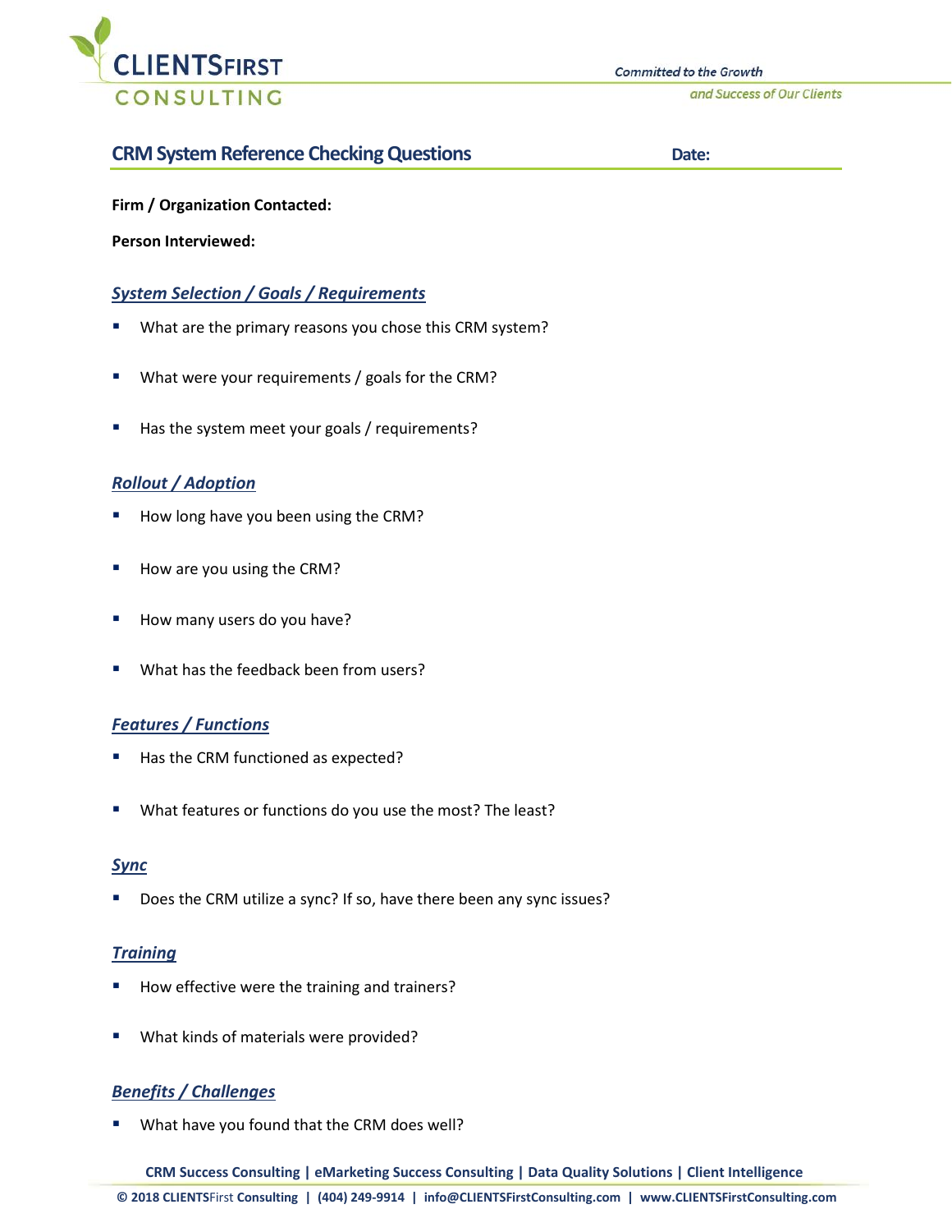# CRM System Reference Checking Questions

**Date:**

**Firm / Organization Contacted:**

**Person Interviewed:**

## *System Selection / Goals / Requirements*

- What are the primary reasons you chose this CRM system?
- What were your requirements / goals for the CRM?
- Has the system meet your goals / requirements?

## *Rollout / Adoption*

- How long have you been using the CRM?
- How are you using the CRM?
- How many users do you have?
- What has the feedback been from users?

## *Features / Functions*

- Has the CRM functioned as expected?
- What features or functions do you use the most? The least?

## *Sync*

- Does the CRM utilize a sync? If so, have there been any sync issues?

## *Training*

- How effective were the training and trainers?
- What kinds of materials were provided?

## *Benefits / Challenges*

- What have you found that the CRM does well?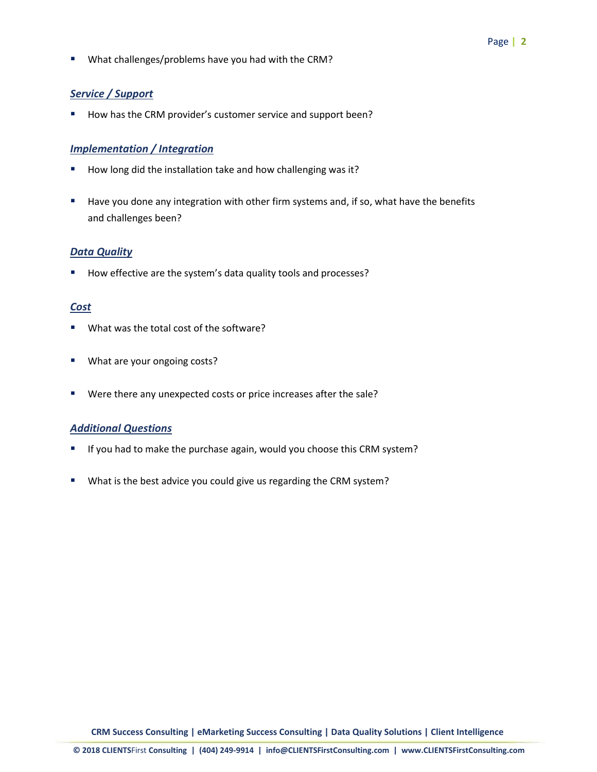- What challenges/problems have you had with the CRM?

***Service / Support***

- How has the CRM provider's customer service and support been?

***Implementation / Integration***

- How long did the installation take and how challenging was it?

- Have you done any integration with other firm systems and, if so, what have the benefits and challenges been?

***Data Quality***

- How effective are the system's data quality tools and processes?

***Cost***

- What was the total cost of the software?

- What are your ongoing costs?

- Were there any unexpected costs or price increases after the sale?

***Additional Questions***

- If you had to make the purchase again, would you choose this CRM system?

- What is the best advice you could give us regarding the CRM system?